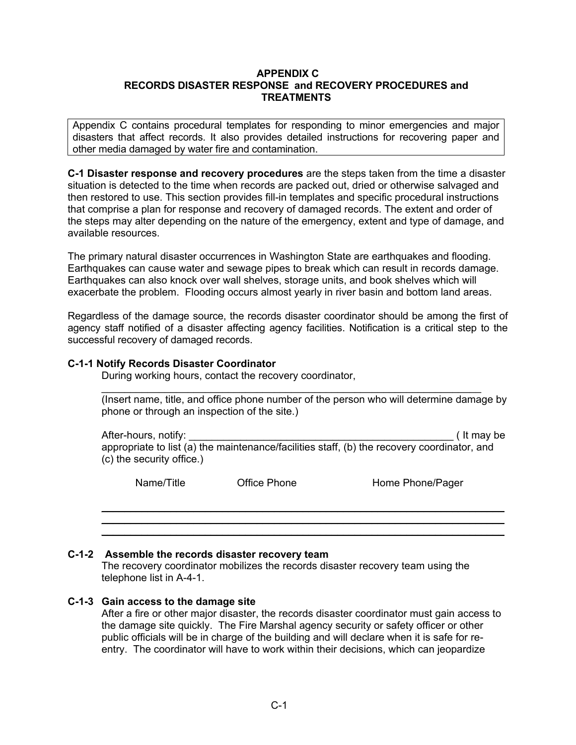# APPENDIX C
## RECORDS DISASTER RESPONSE and RECOVERY PROCEDURES and TREATMENTS

Appendix C contains procedural templates for responding to minor emergencies and major disasters that affect records. It also provides detailed instructions for recovering paper and other media damaged by water fire and contamination.

**C-1 Disaster response and recovery procedures** are the steps taken from the time a disaster situation is detected to the time when records are packed out, dried or otherwise salvaged and then restored to use. This section provides fill-in templates and specific procedural instructions that comprise a plan for response and recovery of damaged records. The extent and order of the steps may alter depending on the nature of the emergency, extent and type of damage, and available resources.

The primary natural disaster occurrences in Washington State are earthquakes and flooding. Earthquakes can cause water and sewage pipes to break which can result in records damage. Earthquakes can also knock over wall shelves, storage units, and book shelves which will exacerbate the problem. Flooding occurs almost yearly in river basin and bottom land areas.

Regardless of the damage source, the records disaster coordinator should be among the first of agency staff notified of a disaster affecting agency facilities. Notification is a critical step to the successful recovery of damaged records.

### C-1-1 Notify Records Disaster Coordinator

During working hours, contact the recovery coordinator,

_______________________________________________________________

(Insert name, title, and office phone number of the person who will determine damage by phone or through an inspection of the site.)

After-hours, notify: _______________________________________________ ( It may be appropriate to list (a) the maintenance/facilities staff, (b) the recovery coordinator, and (c) the security office.)

| Name/Title | Office Phone | Home Phone/Pager |
|---|---|---|
| | | |
| | | |
| | | |

### C-1-2 Assemble the records disaster recovery team

The recovery coordinator mobilizes the records disaster recovery team using the telephone list in A-4-1.

### C-1-3 Gain access to the damage site

After a fire or other major disaster, the records disaster coordinator must gain access to the damage site quickly. The Fire Marshal agency security or safety officer or other public officials will be in charge of the building and will declare when it is safe for re-entry. The coordinator will have to work within their decisions, which can jeopardize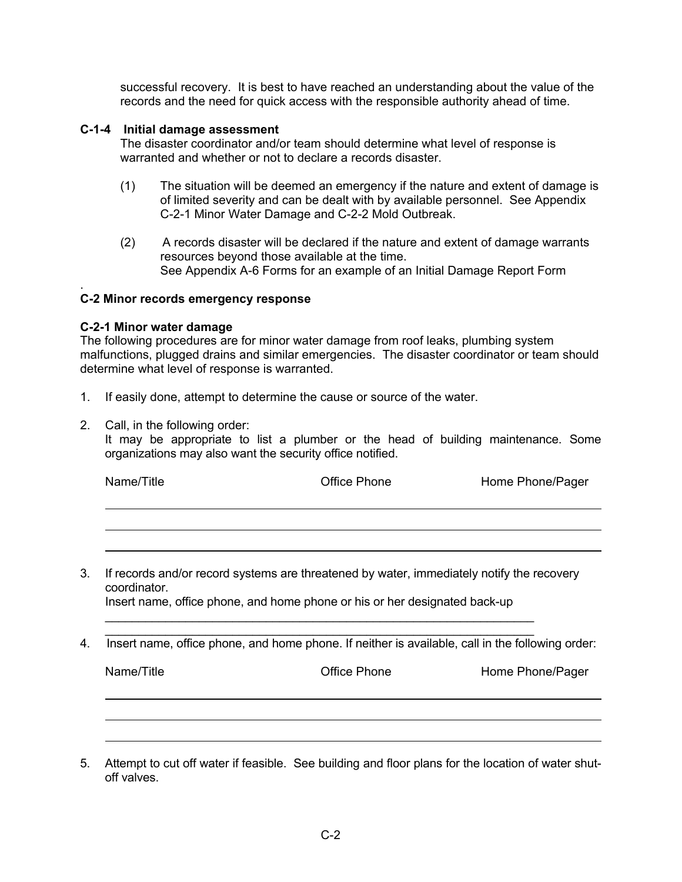successful recovery. It is best to have reached an understanding about the value of the records and the need for quick access with the responsible authority ahead of time.

### C-1-4 Initial damage assessment

The disaster coordinator and/or team should determine what level of response is warranted and whether or not to declare a records disaster.

(1) The situation will be deemed an emergency if the nature and extent of damage is of limited severity and can be dealt with by available personnel. See Appendix C-2-1 Minor Water Damage and C-2-2 Mold Outbreak.

(2) A records disaster will be declared if the nature and extent of damage warrants resources beyond those available at the time.
See Appendix A-6 Forms for an example of an Initial Damage Report Form

.

## C-2 Minor records emergency response

### C-2-1 Minor water damage

The following procedures are for minor water damage from roof leaks, plumbing system malfunctions, plugged drains and similar emergencies. The disaster coordinator or team should determine what level of response is warranted.

1. If easily done, attempt to determine the cause or source of the water.

2. Call, in the following order:
   It may be appropriate to list a plumber or the head of building maintenance. Some organizations may also want the security office notified.

| Name/Title | Office Phone | Home Phone/Pager |
|---|---|---|
| | | |
| | | |
| | | |

3. If records and/or record systems are threatened by water, immediately notify the recovery coordinator.
   Insert name, office phone, and home phone or his or her designated back-up
   \_\_\_\_\_\_\_\_\_\_\_\_\_\_\_\_\_\_\_\_\_\_\_\_\_\_\_\_\_\_\_\_\_\_\_\_\_\_\_\_\_\_\_\_\_\_\_\_\_\_\_\_\_\_\_\_\_\_\_\_\_\_\_\_
   \_\_\_\_\_\_\_\_\_\_\_\_\_\_\_\_\_\_\_\_\_\_\_\_\_\_\_\_\_\_\_\_\_\_\_\_\_\_\_\_\_\_\_\_\_\_\_\_\_\_\_\_\_\_\_\_\_\_\_\_\_\_\_\_

4. Insert name, office phone, and home phone. If neither is available, call in the following order:

| Name/Title | Office Phone | Home Phone/Pager |
|---|---|---|
| | | |
| | | |
| | | |

5. Attempt to cut off water if feasible. See building and floor plans for the location of water shut-off valves.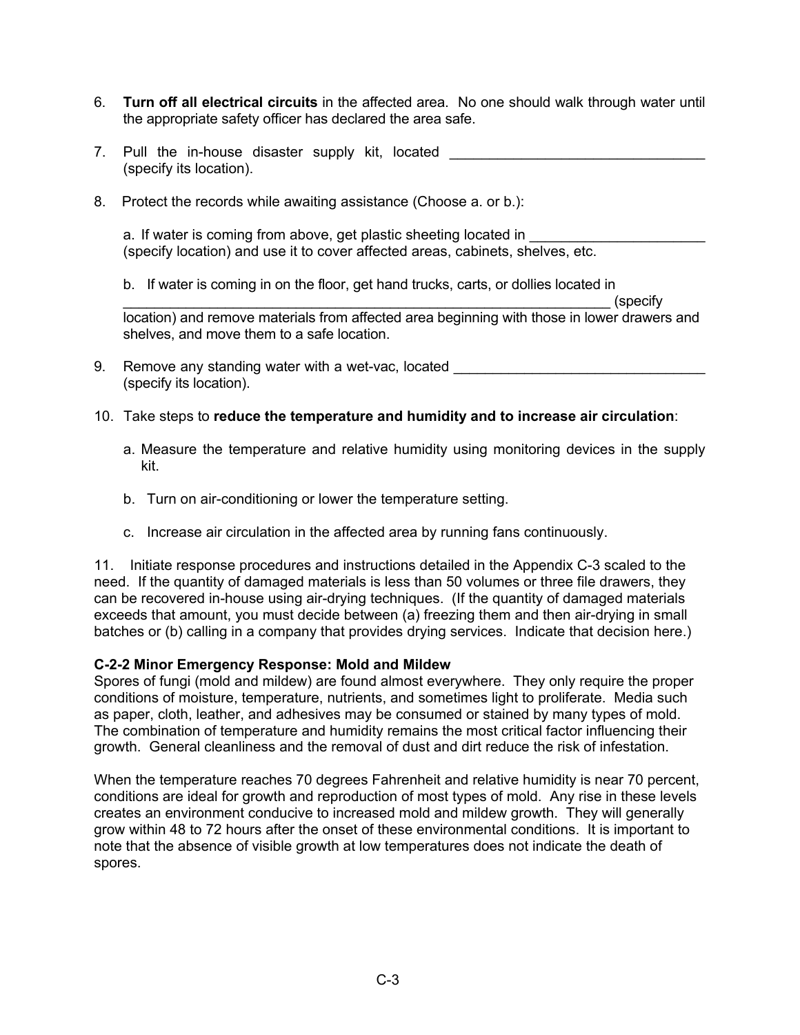6. **Turn off all electrical circuits** in the affected area. No one should walk through water until the appropriate safety officer has declared the area safe.

7. Pull the in-house disaster supply kit, located ________________________________ (specify its location).

8. Protect the records while awaiting assistance (Choose a. or b.):

   a. If water is coming from above, get plastic sheeting located in ______________________ (specify location) and use it to cover affected areas, cabinets, shelves, etc.

   b. If water is coming in on the floor, get hand trucks, carts, or dollies located in _________________________________________________________________ (specify location) and remove materials from affected area beginning with those in lower drawers and shelves, and move them to a safe location.

9. Remove any standing water with a wet-vac, located ________________________________ (specify its location).

10. Take steps to **reduce the temperature and humidity and to increase air circulation**:

    a. Measure the temperature and relative humidity using monitoring devices in the supply kit.

    b. Turn on air-conditioning or lower the temperature setting.

    c. Increase air circulation in the affected area by running fans continuously.

11. Initiate response procedures and instructions detailed in the Appendix C-3 scaled to the need. If the quantity of damaged materials is less than 50 volumes or three file drawers, they can be recovered in-house using air-drying techniques. (If the quantity of damaged materials exceeds that amount, you must decide between (a) freezing them and then air-drying in small batches or (b) calling in a company that provides drying services. Indicate that decision here.)

**C-2-2 Minor Emergency Response: Mold and Mildew**

Spores of fungi (mold and mildew) are found almost everywhere. They only require the proper conditions of moisture, temperature, nutrients, and sometimes light to proliferate. Media such as paper, cloth, leather, and adhesives may be consumed or stained by many types of mold. The combination of temperature and humidity remains the most critical factor influencing their growth. General cleanliness and the removal of dust and dirt reduce the risk of infestation.

When the temperature reaches 70 degrees Fahrenheit and relative humidity is near 70 percent, conditions are ideal for growth and reproduction of most types of mold. Any rise in these levels creates an environment conducive to increased mold and mildew growth. They will generally grow within 48 to 72 hours after the onset of these environmental conditions. It is important to note that the absence of visible growth at low temperatures does not indicate the death of spores.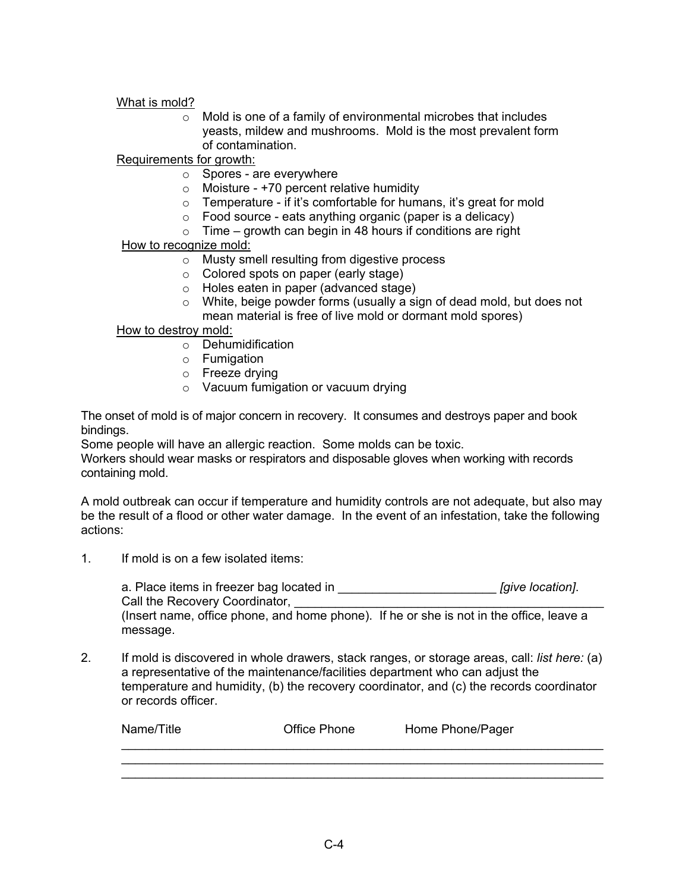What is mold?

- Mold is one of a family of environmental microbes that includes yeasts, mildew and mushrooms. Mold is the most prevalent form of contamination.

Requirements for growth:

- Spores - are everywhere
- Moisture - +70 percent relative humidity
- Temperature - if it's comfortable for humans, it's great for mold
- Food source - eats anything organic (paper is a delicacy)
- Time – growth can begin in 48 hours if conditions are right

How to recognize mold:

- Musty smell resulting from digestive process
- Colored spots on paper (early stage)
- Holes eaten in paper (advanced stage)
- White, beige powder forms (usually a sign of dead mold, but does not mean material is free of live mold or dormant mold spores)

How to destroy mold:

- Dehumidification
- Fumigation
- Freeze drying
- Vacuum fumigation or vacuum drying

The onset of mold is of major concern in recovery. It consumes and destroys paper and book bindings.
Some people will have an allergic reaction. Some molds can be toxic.
Workers should wear masks or respirators and disposable gloves when working with records containing mold.

A mold outbreak can occur if temperature and humidity controls are not adequate, but also may be the result of a flood or other water damage. In the event of an infestation, take the following actions:

1. If mold is on a few isolated items:

   a. Place items in freezer bag located in _______________________ *[give location]*. Call the Recovery Coordinator, _______________________________________________ (Insert name, office phone, and home phone). If he or she is not in the office, leave a message.

2. If mold is discovered in whole drawers, stack ranges, or storage areas, call: *list here:* (a) a representative of the maintenance/facilities department who can adjust the temperature and humidity, (b) the recovery coordinator, and (c) the records coordinator or records officer.

| Name/Title | Office Phone | Home Phone/Pager |
|---|---|---|
| | | |
| | | |
| | | |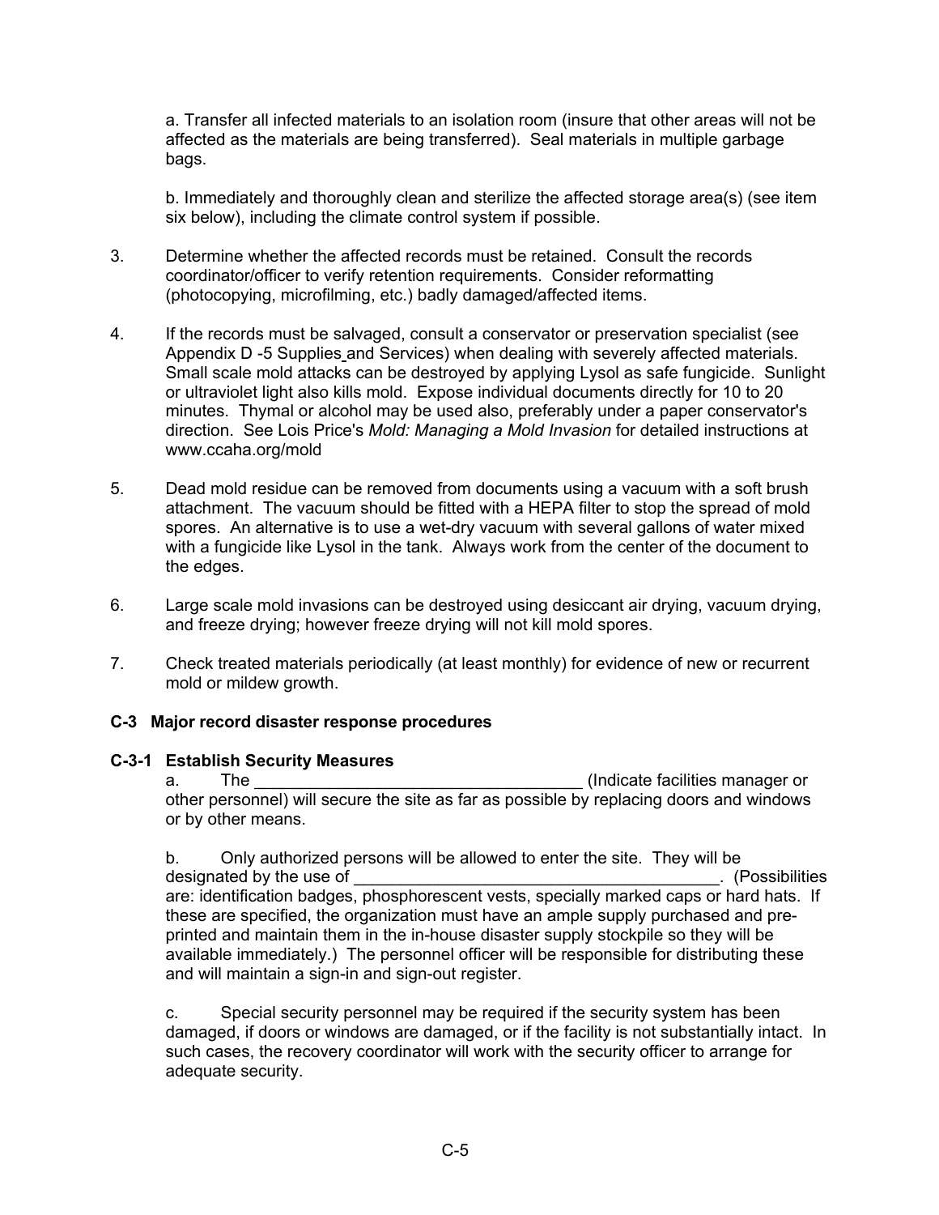a. Transfer all infected materials to an isolation room (insure that other areas will not be affected as the materials are being transferred). Seal materials in multiple garbage bags.

b. Immediately and thoroughly clean and sterilize the affected storage area(s) (see item six below), including the climate control system if possible.

3. Determine whether the affected records must be retained. Consult the records coordinator/officer to verify retention requirements. Consider reformatting (photocopying, microfilming, etc.) badly damaged/affected items.

4. If the records must be salvaged, consult a conservator or preservation specialist (see Appendix D -5 Supplies and Services) when dealing with severely affected materials. Small scale mold attacks can be destroyed by applying Lysol as safe fungicide. Sunlight or ultraviolet light also kills mold. Expose individual documents directly for 10 to 20 minutes. Thymal or alcohol may be used also, preferably under a paper conservator's direction. See Lois Price's *Mold: Managing a Mold Invasion* for detailed instructions at www.ccaha.org/mold

5. Dead mold residue can be removed from documents using a vacuum with a soft brush attachment. The vacuum should be fitted with a HEPA filter to stop the spread of mold spores. An alternative is to use a wet-dry vacuum with several gallons of water mixed with a fungicide like Lysol in the tank. Always work from the center of the document to the edges.

6. Large scale mold invasions can be destroyed using desiccant air drying, vacuum drying, and freeze drying; however freeze drying will not kill mold spores.

7. Check treated materials periodically (at least monthly) for evidence of new or recurrent mold or mildew growth.

**C-3 Major record disaster response procedures**

**C-3-1 Establish Security Measures**

a. The ___________________________________ (Indicate facilities manager or other personnel) will secure the site as far as possible by replacing doors and windows or by other means.

b. Only authorized persons will be allowed to enter the site. They will be designated by the use of ________________________________________. (Possibilities are: identification badges, phosphorescent vests, specially marked caps or hard hats. If these are specified, the organization must have an ample supply purchased and pre-printed and maintain them in the in-house disaster supply stockpile so they will be available immediately.) The personnel officer will be responsible for distributing these and will maintain a sign-in and sign-out register.

c. Special security personnel may be required if the security system has been damaged, if doors or windows are damaged, or if the facility is not substantially intact. In such cases, the recovery coordinator will work with the security officer to arrange for adequate security.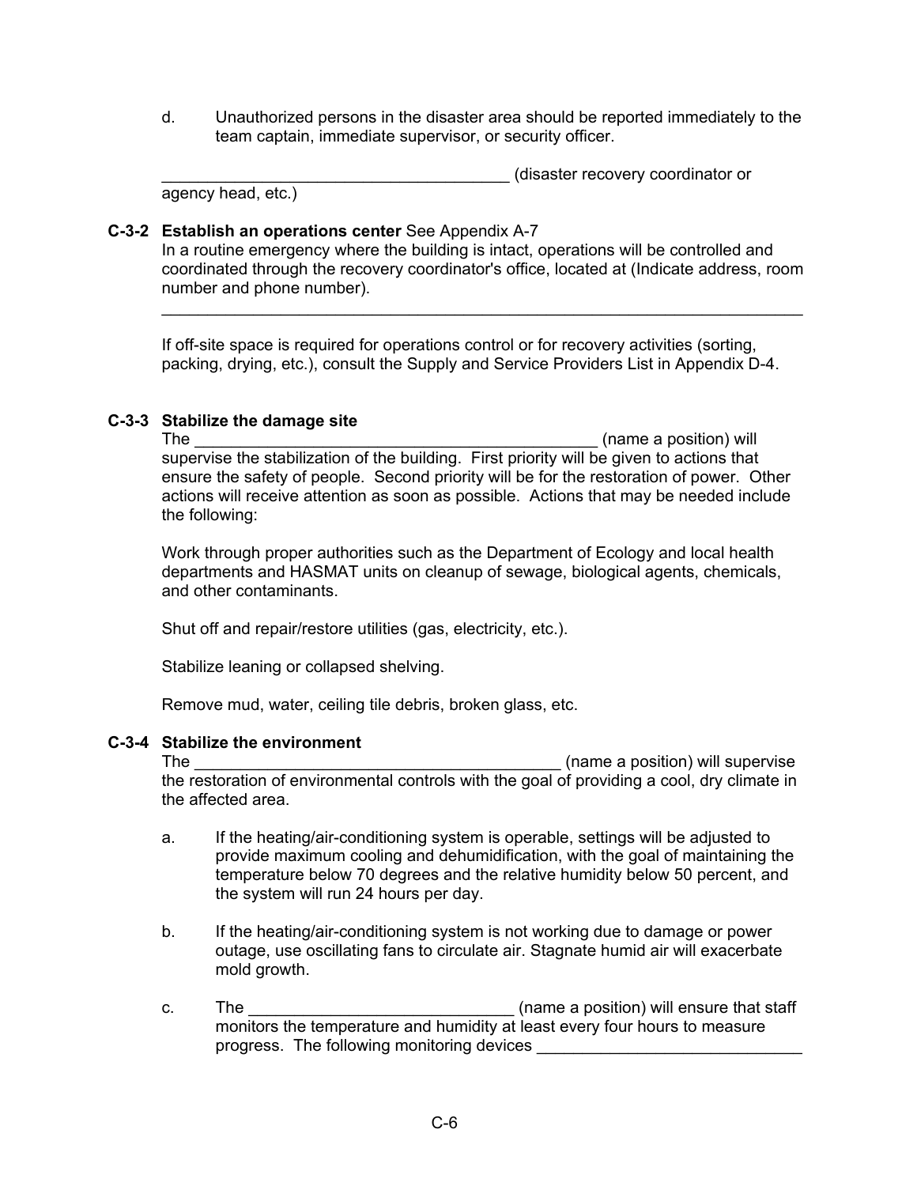d. Unauthorized persons in the disaster area should be reported immediately to the team captain, immediate supervisor, or security officer.

______________________________________ (disaster recovery coordinator or agency head, etc.)

**C-3-2 Establish an operations center** See Appendix A-7

In a routine emergency where the building is intact, operations will be controlled and coordinated through the recovery coordinator's office, located at (Indicate address, room number and phone number).

________________________________________________________________________

If off-site space is required for operations control or for recovery activities (sorting, packing, drying, etc.), consult the Supply and Service Providers List in Appendix D-4.

**C-3-3 Stabilize the damage site**

The ____________________________________________ (name a position) will supervise the stabilization of the building. First priority will be given to actions that ensure the safety of people. Second priority will be for the restoration of power. Other actions will receive attention as soon as possible. Actions that may be needed include the following:

Work through proper authorities such as the Department of Ecology and local health departments and HASMAT units on cleanup of sewage, biological agents, chemicals, and other contaminants.

Shut off and repair/restore utilities (gas, electricity, etc.).

Stabilize leaning or collapsed shelving.

Remove mud, water, ceiling tile debris, broken glass, etc.

**C-3-4 Stabilize the environment**

The ________________________________________ (name a position) will supervise the restoration of environmental controls with the goal of providing a cool, dry climate in the affected area.

a. If the heating/air-conditioning system is operable, settings will be adjusted to provide maximum cooling and dehumidification, with the goal of maintaining the temperature below 70 degrees and the relative humidity below 50 percent, and the system will run 24 hours per day.

b. If the heating/air-conditioning system is not working due to damage or power outage, use oscillating fans to circulate air. Stagnate humid air will exacerbate mold growth.

c. The ____________________________ (name a position) will ensure that staff monitors the temperature and humidity at least every four hours to measure progress. The following monitoring devices ____________________________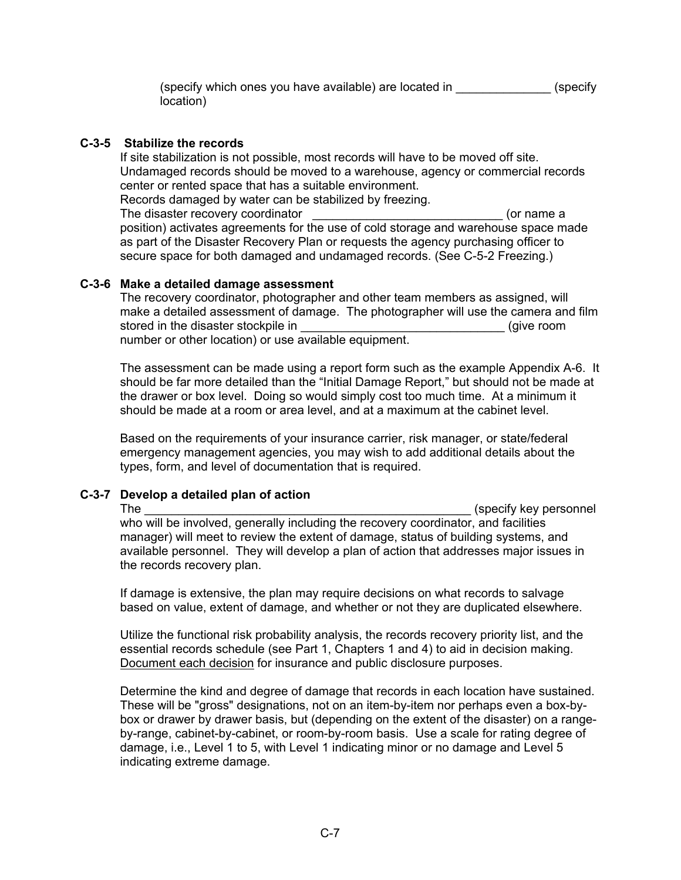(specify which ones you have available) are located in ______________ (specify location)

### C-3-5 Stabilize the records

If site stabilization is not possible, most records will have to be moved off site. Undamaged records should be moved to a warehouse, agency or commercial records center or rented space that has a suitable environment.

Records damaged by water can be stabilized by freezing.

The disaster recovery coordinator ____________________________ (or name a position) activates agreements for the use of cold storage and warehouse space made as part of the Disaster Recovery Plan or requests the agency purchasing officer to secure space for both damaged and undamaged records. (See C-5-2 Freezing.)

### C-3-6 Make a detailed damage assessment

The recovery coordinator, photographer and other team members as assigned, will make a detailed assessment of damage. The photographer will use the camera and film stored in the disaster stockpile in ______________________________ (give room number or other location) or use available equipment.

The assessment can be made using a report form such as the example Appendix A-6. It should be far more detailed than the "Initial Damage Report," but should not be made at the drawer or box level. Doing so would simply cost too much time. At a minimum it should be made at a room or area level, and at a maximum at the cabinet level.

Based on the requirements of your insurance carrier, risk manager, or state/federal emergency management agencies, you may wish to add additional details about the types, form, and level of documentation that is required.

### C-3-7 Develop a detailed plan of action

The __________________________________________________ (specify key personnel who will be involved, generally including the recovery coordinator, and facilities manager) will meet to review the extent of damage, status of building systems, and available personnel. They will develop a plan of action that addresses major issues in the records recovery plan.

If damage is extensive, the plan may require decisions on what records to salvage based on value, extent of damage, and whether or not they are duplicated elsewhere.

Utilize the functional risk probability analysis, the records recovery priority list, and the essential records schedule (see Part 1, Chapters 1 and 4) to aid in decision making. <u>Document each decision</u> for insurance and public disclosure purposes.

Determine the kind and degree of damage that records in each location have sustained. These will be "gross" designations, not on an item-by-item nor perhaps even a box-by-box or drawer by drawer basis, but (depending on the extent of the disaster) on a range-by-range, cabinet-by-cabinet, or room-by-room basis. Use a scale for rating degree of damage, i.e., Level 1 to 5, with Level 1 indicating minor or no damage and Level 5 indicating extreme damage.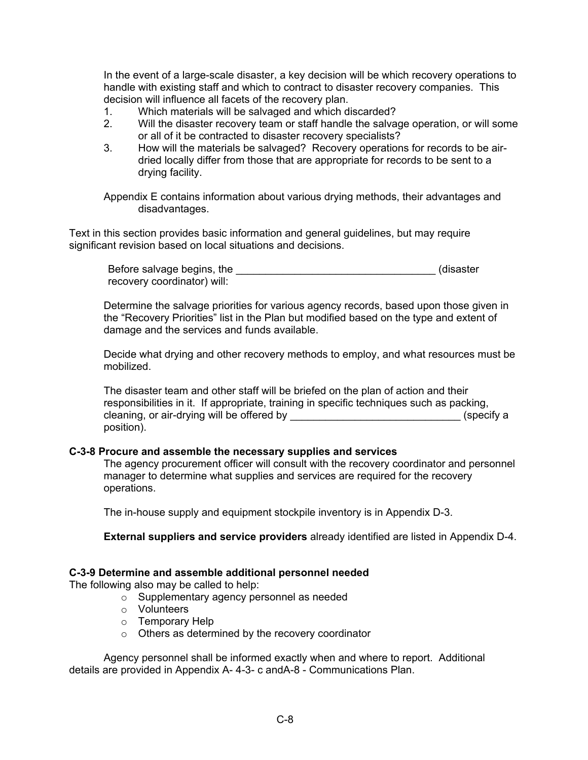In the event of a large-scale disaster, a key decision will be which recovery operations to handle with existing staff and which to contract to disaster recovery companies. This decision will influence all facets of the recovery plan.

1. Which materials will be salvaged and which discarded?
2. Will the disaster recovery team or staff handle the salvage operation, or will some or all of it be contracted to disaster recovery specialists?
3. How will the materials be salvaged? Recovery operations for records to be air-dried locally differ from those that are appropriate for records to be sent to a drying facility.

Appendix E contains information about various drying methods, their advantages and disadvantages.

Text in this section provides basic information and general guidelines, but may require significant revision based on local situations and decisions.

Before salvage begins, the __________________________________ (disaster recovery coordinator) will:

Determine the salvage priorities for various agency records, based upon those given in the "Recovery Priorities" list in the Plan but modified based on the type and extent of damage and the services and funds available.

Decide what drying and other recovery methods to employ, and what resources must be mobilized.

The disaster team and other staff will be briefed on the plan of action and their responsibilities in it. If appropriate, training in specific techniques such as packing, cleaning, or air-drying will be offered by _____________________________ (specify a position).

**C-3-8 Procure and assemble the necessary supplies and services**

The agency procurement officer will consult with the recovery coordinator and personnel manager to determine what supplies and services are required for the recovery operations.

The in-house supply and equipment stockpile inventory is in Appendix D-3.

**External suppliers and service providers** already identified are listed in Appendix D-4.

**C-3-9 Determine and assemble additional personnel needed**

The following also may be called to help:

- Supplementary agency personnel as needed
- Volunteers
- Temporary Help
- Others as determined by the recovery coordinator

Agency personnel shall be informed exactly when and where to report. Additional details are provided in Appendix A- 4-3- c andA-8 - Communications Plan.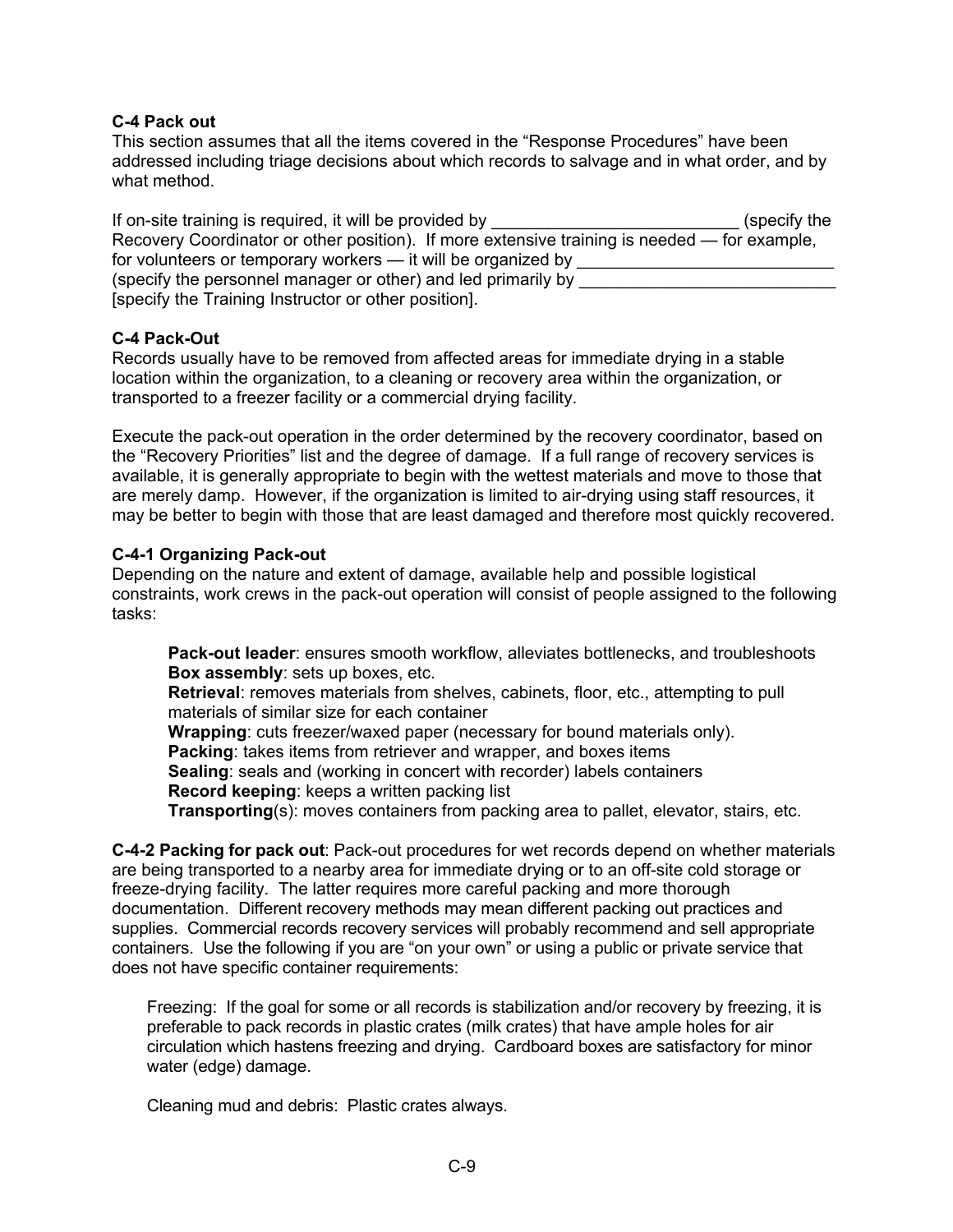**C-4 Pack out**
This section assumes that all the items covered in the “Response Procedures” have been addressed including triage decisions about which records to salvage and in what order, and by what method.

If on-site training is required, it will be provided by _________________________ (specify the Recovery Coordinator or other position). If more extensive training is needed — for example, for volunteers or temporary workers — it will be organized by ___________________________ (specify the personnel manager or other) and led primarily by ___________________________ [specify the Training Instructor or other position].

**C-4 Pack-Out**
Records usually have to be removed from affected areas for immediate drying in a stable location within the organization, to a cleaning or recovery area within the organization, or transported to a freezer facility or a commercial drying facility.

Execute the pack-out operation in the order determined by the recovery coordinator, based on the “Recovery Priorities” list and the degree of damage. If a full range of recovery services is available, it is generally appropriate to begin with the wettest materials and move to those that are merely damp. However, if the organization is limited to air-drying using staff resources, it may be better to begin with those that are least damaged and therefore most quickly recovered.

**C-4-1 Organizing Pack-out**
Depending on the nature and extent of damage, available help and possible logistical constraints, work crews in the pack-out operation will consist of people assigned to the following tasks:

**Pack-out leader**: ensures smooth workflow, alleviates bottlenecks, and troubleshoots
**Box assembly**: sets up boxes, etc.
**Retrieval**: removes materials from shelves, cabinets, floor, etc., attempting to pull materials of similar size for each container
**Wrapping**: cuts freezer/waxed paper (necessary for bound materials only).
**Packing**: takes items from retriever and wrapper, and boxes items
**Sealing**: seals and (working in concert with recorder) labels containers
**Record keeping**: keeps a written packing list
**Transporting**(s): moves containers from packing area to pallet, elevator, stairs, etc.

**C-4-2 Packing for pack out**: Pack-out procedures for wet records depend on whether materials are being transported to a nearby area for immediate drying or to an off-site cold storage or freeze-drying facility. The latter requires more careful packing and more thorough documentation. Different recovery methods may mean different packing out practices and supplies. Commercial records recovery services will probably recommend and sell appropriate containers. Use the following if you are “on your own” or using a public or private service that does not have specific container requirements:

Freezing: If the goal for some or all records is stabilization and/or recovery by freezing, it is preferable to pack records in plastic crates (milk crates) that have ample holes for air circulation which hastens freezing and drying. Cardboard boxes are satisfactory for minor water (edge) damage.

Cleaning mud and debris: Plastic crates always.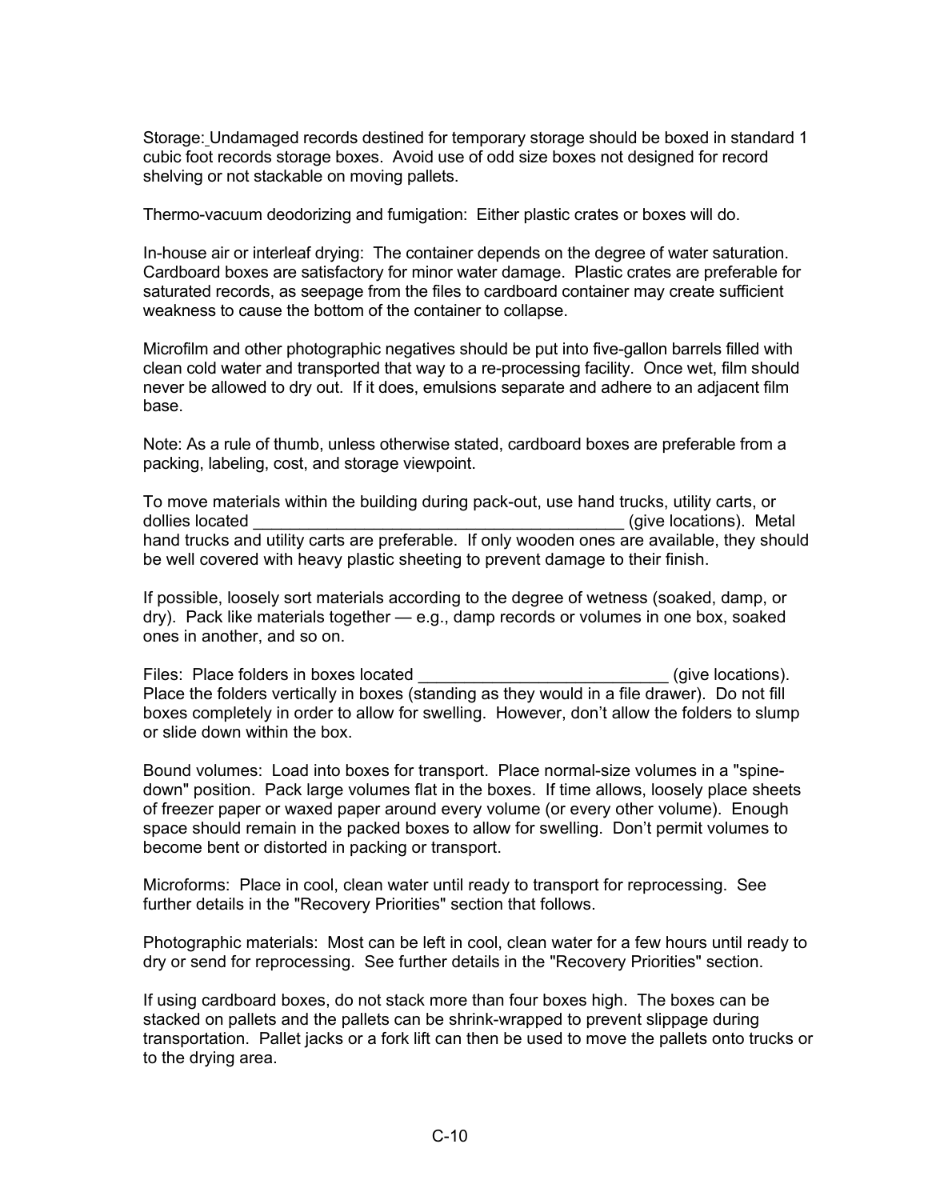Storage: Undamaged records destined for temporary storage should be boxed in standard 1 cubic foot records storage boxes. Avoid use of odd size boxes not designed for record shelving or not stackable on moving pallets.

Thermo-vacuum deodorizing and fumigation: Either plastic crates or boxes will do.

In-house air or interleaf drying: The container depends on the degree of water saturation. Cardboard boxes are satisfactory for minor water damage. Plastic crates are preferable for saturated records, as seepage from the files to cardboard container may create sufficient weakness to cause the bottom of the container to collapse.

Microfilm and other photographic negatives should be put into five-gallon barrels filled with clean cold water and transported that way to a re-processing facility. Once wet, film should never be allowed to dry out. If it does, emulsions separate and adhere to an adjacent film base.

Note: As a rule of thumb, unless otherwise stated, cardboard boxes are preferable from a packing, labeling, cost, and storage viewpoint.

To move materials within the building during pack-out, use hand trucks, utility carts, or dollies located ________________________________________ (give locations). Metal hand trucks and utility carts are preferable. If only wooden ones are available, they should be well covered with heavy plastic sheeting to prevent damage to their finish.

If possible, loosely sort materials according to the degree of wetness (soaked, damp, or dry). Pack like materials together — e.g., damp records or volumes in one box, soaked ones in another, and so on.

Files: Place folders in boxes located ___________________________ (give locations). Place the folders vertically in boxes (standing as they would in a file drawer). Do not fill boxes completely in order to allow for swelling. However, don't allow the folders to slump or slide down within the box.

Bound volumes: Load into boxes for transport. Place normal-size volumes in a "spine-down" position. Pack large volumes flat in the boxes. If time allows, loosely place sheets of freezer paper or waxed paper around every volume (or every other volume). Enough space should remain in the packed boxes to allow for swelling. Don't permit volumes to become bent or distorted in packing or transport.

Microforms: Place in cool, clean water until ready to transport for reprocessing. See further details in the "Recovery Priorities" section that follows.

Photographic materials: Most can be left in cool, clean water for a few hours until ready to dry or send for reprocessing. See further details in the "Recovery Priorities" section.

If using cardboard boxes, do not stack more than four boxes high. The boxes can be stacked on pallets and the pallets can be shrink-wrapped to prevent slippage during transportation. Pallet jacks or a fork lift can then be used to move the pallets onto trucks or to the drying area.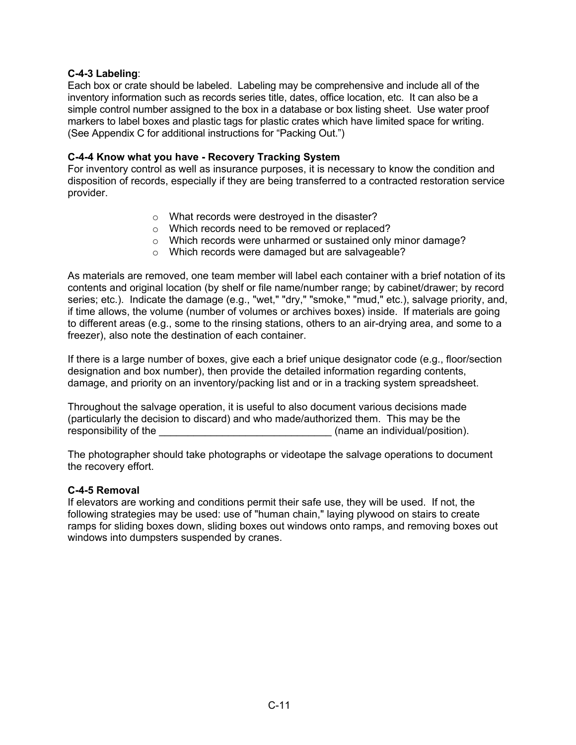**C-4-3 Labeling**:
Each box or crate should be labeled. Labeling may be comprehensive and include all of the inventory information such as records series title, dates, office location, etc. It can also be a simple control number assigned to the box in a database or box listing sheet. Use water proof markers to label boxes and plastic tags for plastic crates which have limited space for writing. (See Appendix C for additional instructions for "Packing Out.")

**C-4-4 Know what you have - Recovery Tracking System**
For inventory control as well as insurance purposes, it is necessary to know the condition and disposition of records, especially if they are being transferred to a contracted restoration service provider.

- What records were destroyed in the disaster?
- Which records need to be removed or replaced?
- Which records were unharmed or sustained only minor damage?
- Which records were damaged but are salvageable?

As materials are removed, one team member will label each container with a brief notation of its contents and original location (by shelf or file name/number range; by cabinet/drawer; by record series; etc.). Indicate the damage (e.g., "wet," "dry," "smoke," "mud," etc.), salvage priority, and, if time allows, the volume (number of volumes or archives boxes) inside. If materials are going to different areas (e.g., some to the rinsing stations, others to an air-drying area, and some to a freezer), also note the destination of each container.

If there is a large number of boxes, give each a brief unique designator code (e.g., floor/section designation and box number), then provide the detailed information regarding contents, damage, and priority on an inventory/packing list and or in a tracking system spreadsheet.

Throughout the salvage operation, it is useful to also document various decisions made (particularly the decision to discard) and who made/authorized them. This may be the responsibility of the ______________________________ (name an individual/position).

The photographer should take photographs or videotape the salvage operations to document the recovery effort.

**C-4-5 Removal**
If elevators are working and conditions permit their safe use, they will be used. If not, the following strategies may be used: use of "human chain," laying plywood on stairs to create ramps for sliding boxes down, sliding boxes out windows onto ramps, and removing boxes out windows into dumpsters suspended by cranes.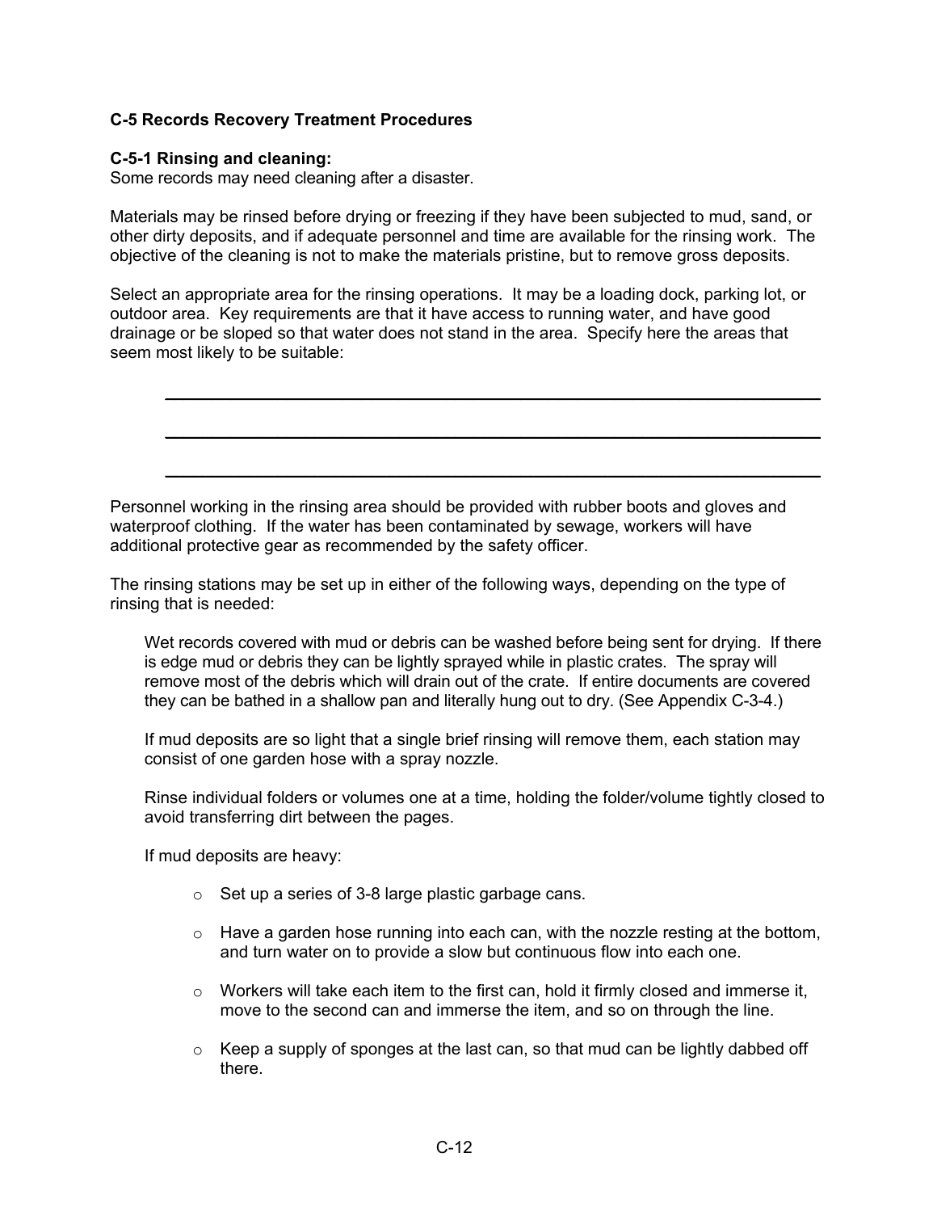### C-5 Records Recovery Treatment Procedures

#### C-5-1 Rinsing and cleaning:

Some records may need cleaning after a disaster.

Materials may be rinsed before drying or freezing if they have been subjected to mud, sand, or other dirty deposits, and if adequate personnel and time are available for the rinsing work. The objective of the cleaning is not to make the materials pristine, but to remove gross deposits.

Select an appropriate area for the rinsing operations. It may be a loading dock, parking lot, or outdoor area. Key requirements are that it have access to running water, and have good drainage or be sloped so that water does not stand in the area. Specify here the areas that seem most likely to be suitable:

\_\_\_\_\_\_\_\_\_\_\_\_\_\_\_\_\_\_\_\_\_\_\_\_\_\_\_\_\_\_\_\_\_\_\_\_\_\_\_\_\_\_\_\_\_\_\_\_\_\_\_\_\_\_\_\_\_\_\_\_\_\_\_\_

\_\_\_\_\_\_\_\_\_\_\_\_\_\_\_\_\_\_\_\_\_\_\_\_\_\_\_\_\_\_\_\_\_\_\_\_\_\_\_\_\_\_\_\_\_\_\_\_\_\_\_\_\_\_\_\_\_\_\_\_\_\_\_\_

\_\_\_\_\_\_\_\_\_\_\_\_\_\_\_\_\_\_\_\_\_\_\_\_\_\_\_\_\_\_\_\_\_\_\_\_\_\_\_\_\_\_\_\_\_\_\_\_\_\_\_\_\_\_\_\_\_\_\_\_\_\_\_\_

Personnel working in the rinsing area should be provided with rubber boots and gloves and waterproof clothing. If the water has been contaminated by sewage, workers will have additional protective gear as recommended by the safety officer.

The rinsing stations may be set up in either of the following ways, depending on the type of rinsing that is needed:

Wet records covered with mud or debris can be washed before being sent for drying. If there is edge mud or debris they can be lightly sprayed while in plastic crates. The spray will remove most of the debris which will drain out of the crate. If entire documents are covered they can be bathed in a shallow pan and literally hung out to dry. (See Appendix C-3-4.)

If mud deposits are so light that a single brief rinsing will remove them, each station may consist of one garden hose with a spray nozzle.

Rinse individual folders or volumes one at a time, holding the folder/volume tightly closed to avoid transferring dirt between the pages.

If mud deposits are heavy:

- Set up a series of 3-8 large plastic garbage cans.
- Have a garden hose running into each can, with the nozzle resting at the bottom, and turn water on to provide a slow but continuous flow into each one.
- Workers will take each item to the first can, hold it firmly closed and immerse it, move to the second can and immerse the item, and so on through the line.
- Keep a supply of sponges at the last can, so that mud can be lightly dabbed off there.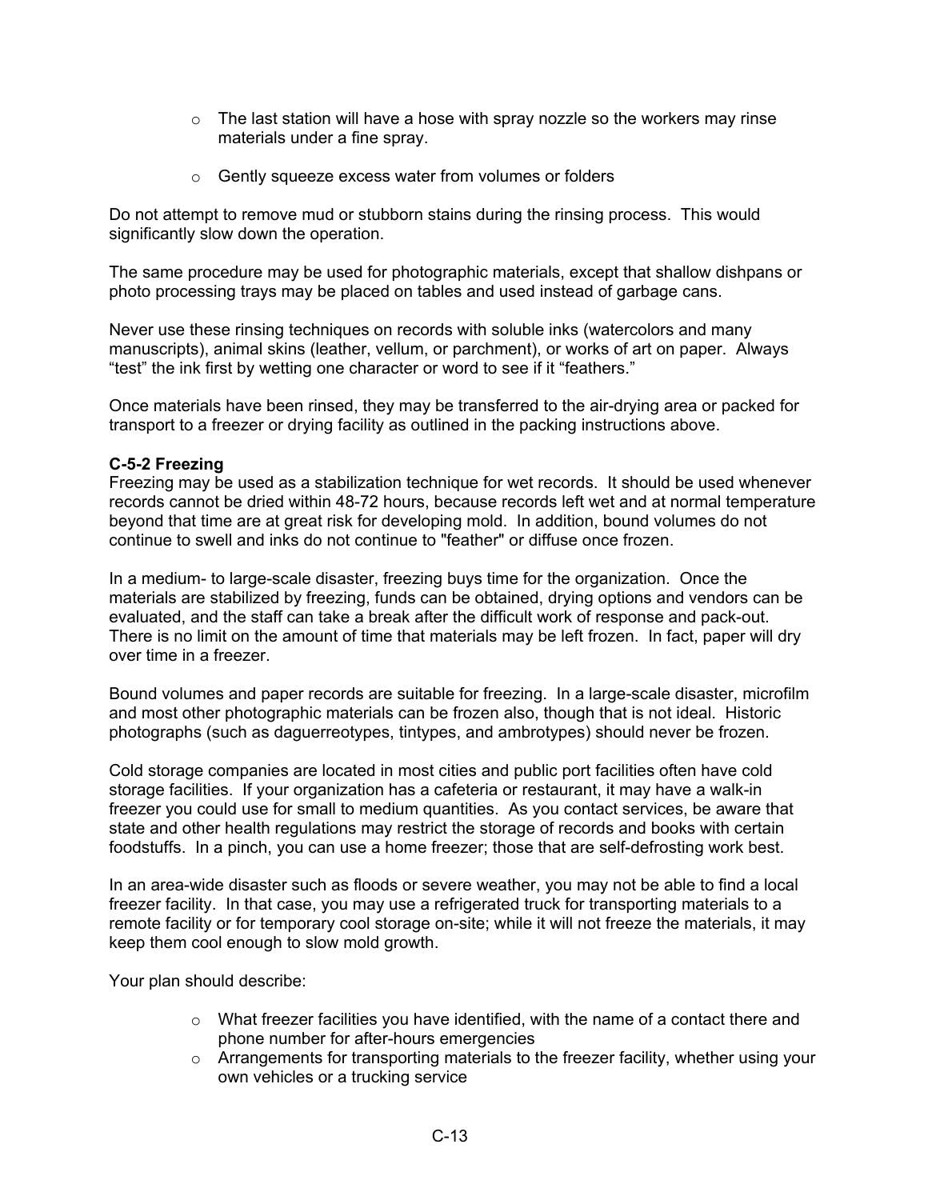- The last station will have a hose with spray nozzle so the workers may rinse materials under a fine spray.
- Gently squeeze excess water from volumes or folders

Do not attempt to remove mud or stubborn stains during the rinsing process. This would significantly slow down the operation.

The same procedure may be used for photographic materials, except that shallow dishpans or photo processing trays may be placed on tables and used instead of garbage cans.

Never use these rinsing techniques on records with soluble inks (watercolors and many manuscripts), animal skins (leather, vellum, or parchment), or works of art on paper. Always "test" the ink first by wetting one character or word to see if it "feathers."

Once materials have been rinsed, they may be transferred to the air-drying area or packed for transport to a freezer or drying facility as outlined in the packing instructions above.

**C-5-2 Freezing**

Freezing may be used as a stabilization technique for wet records. It should be used whenever records cannot be dried within 48-72 hours, because records left wet and at normal temperature beyond that time are at great risk for developing mold. In addition, bound volumes do not continue to swell and inks do not continue to "feather" or diffuse once frozen.

In a medium- to large-scale disaster, freezing buys time for the organization. Once the materials are stabilized by freezing, funds can be obtained, drying options and vendors can be evaluated, and the staff can take a break after the difficult work of response and pack-out. There is no limit on the amount of time that materials may be left frozen. In fact, paper will dry over time in a freezer.

Bound volumes and paper records are suitable for freezing. In a large-scale disaster, microfilm and most other photographic materials can be frozen also, though that is not ideal. Historic photographs (such as daguerreotypes, tintypes, and ambrotypes) should never be frozen.

Cold storage companies are located in most cities and public port facilities often have cold storage facilities. If your organization has a cafeteria or restaurant, it may have a walk-in freezer you could use for small to medium quantities. As you contact services, be aware that state and other health regulations may restrict the storage of records and books with certain foodstuffs. In a pinch, you can use a home freezer; those that are self-defrosting work best.

In an area-wide disaster such as floods or severe weather, you may not be able to find a local freezer facility. In that case, you may use a refrigerated truck for transporting materials to a remote facility or for temporary cool storage on-site; while it will not freeze the materials, it may keep them cool enough to slow mold growth.

Your plan should describe:

- What freezer facilities you have identified, with the name of a contact there and phone number for after-hours emergencies
- Arrangements for transporting materials to the freezer facility, whether using your own vehicles or a trucking service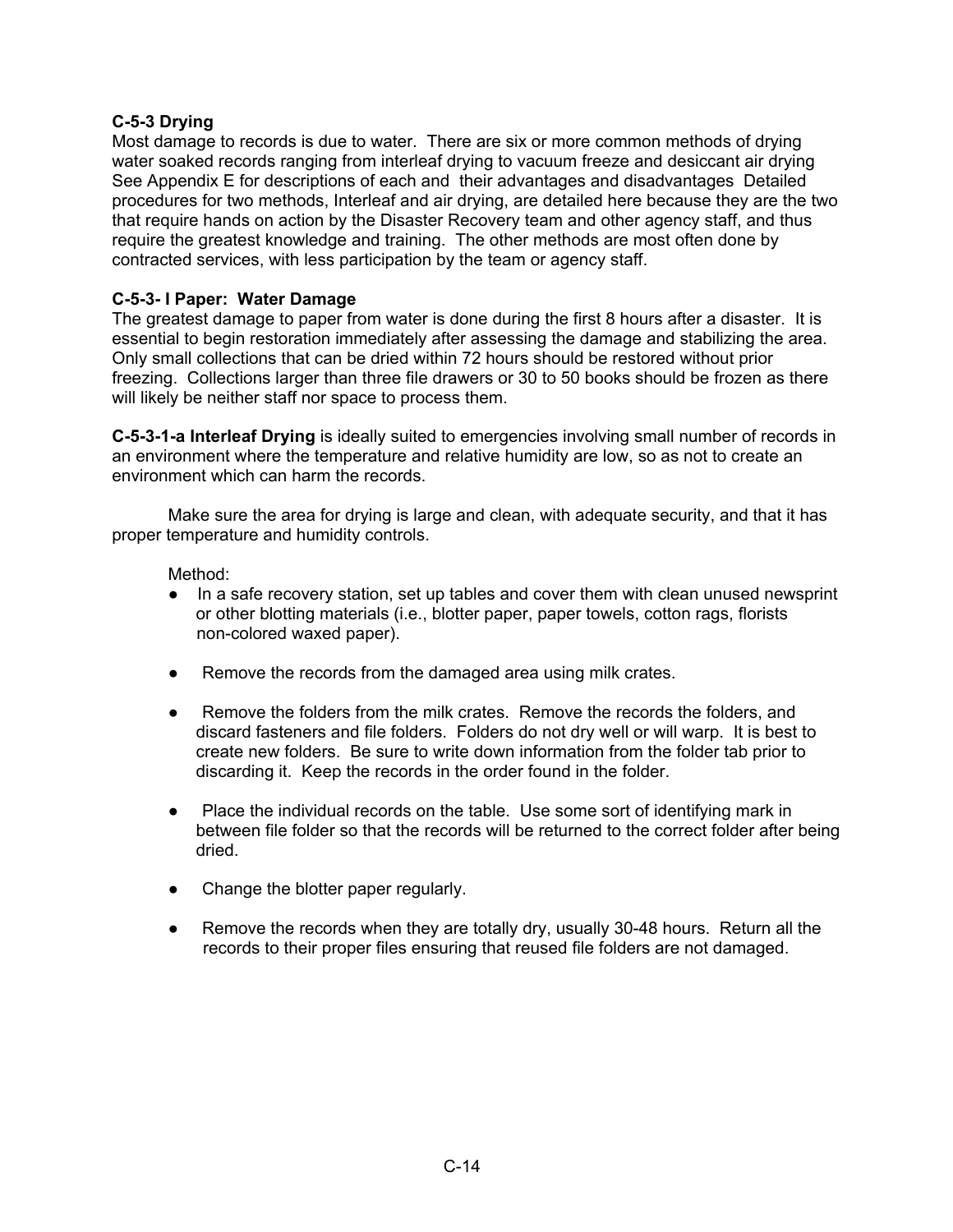**C-5-3 Drying**
Most damage to records is due to water. There are six or more common methods of drying water soaked records ranging from interleaf drying to vacuum freeze and desiccant air drying See Appendix E for descriptions of each and their advantages and disadvantages Detailed procedures for two methods, Interleaf and air drying, are detailed here because they are the two that require hands on action by the Disaster Recovery team and other agency staff, and thus require the greatest knowledge and training. The other methods are most often done by contracted services, with less participation by the team or agency staff.

**C-5-3- I Paper: Water Damage**
The greatest damage to paper from water is done during the first 8 hours after a disaster. It is essential to begin restoration immediately after assessing the damage and stabilizing the area. Only small collections that can be dried within 72 hours should be restored without prior freezing. Collections larger than three file drawers or 30 to 50 books should be frozen as there will likely be neither staff nor space to process them.

**C-5-3-1-a Interleaf Drying** is ideally suited to emergencies involving small number of records in an environment where the temperature and relative humidity are low, so as not to create an environment which can harm the records.

Make sure the area for drying is large and clean, with adequate security, and that it has proper temperature and humidity controls.

Method:

- In a safe recovery station, set up tables and cover them with clean unused newsprint or other blotting materials (i.e., blotter paper, paper towels, cotton rags, florists non-colored waxed paper).
- Remove the records from the damaged area using milk crates.
- Remove the folders from the milk crates. Remove the records the folders, and discard fasteners and file folders. Folders do not dry well or will warp. It is best to create new folders. Be sure to write down information from the folder tab prior to discarding it. Keep the records in the order found in the folder.
- Place the individual records on the table. Use some sort of identifying mark in between file folder so that the records will be returned to the correct folder after being dried.
- Change the blotter paper regularly.
- Remove the records when they are totally dry, usually 30-48 hours. Return all the records to their proper files ensuring that reused file folders are not damaged.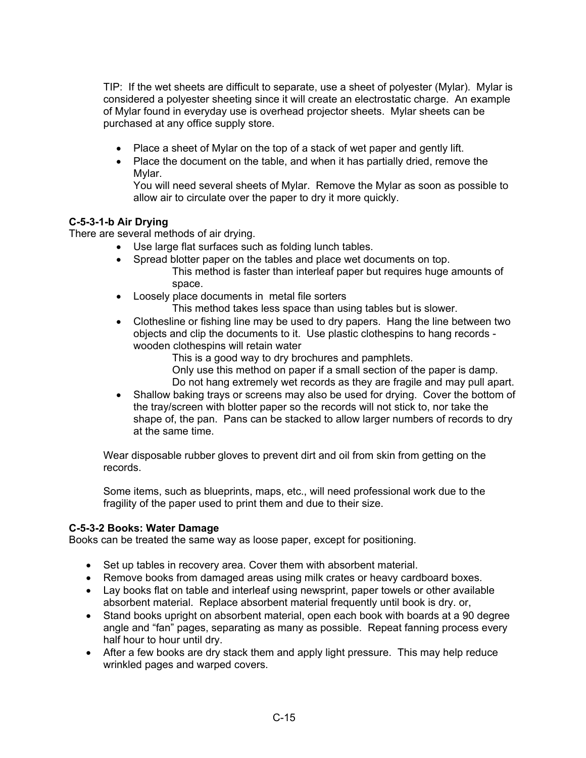TIP: If the wet sheets are difficult to separate, use a sheet of polyester (Mylar). Mylar is considered a polyester sheeting since it will create an electrostatic charge. An example of Mylar found in everyday use is overhead projector sheets. Mylar sheets can be purchased at any office supply store.

- Place a sheet of Mylar on the top of a stack of wet paper and gently lift.
- Place the document on the table, and when it has partially dried, remove the Mylar.
  You will need several sheets of Mylar. Remove the Mylar as soon as possible to allow air to circulate over the paper to dry it more quickly.

**C-5-3-1-b Air Drying**

There are several methods of air drying.

- Use large flat surfaces such as folding lunch tables.
- Spread blotter paper on the tables and place wet documents on top.
  This method is faster than interleaf paper but requires huge amounts of space.
- Loosely place documents in metal file sorters
  This method takes less space than using tables but is slower.
- Clothesline or fishing line may be used to dry papers. Hang the line between two objects and clip the documents to it. Use plastic clothespins to hang records - wooden clothespins will retain water
  This is a good way to dry brochures and pamphlets.
  Only use this method on paper if a small section of the paper is damp.
  Do not hang extremely wet records as they are fragile and may pull apart.
- Shallow baking trays or screens may also be used for drying. Cover the bottom of the tray/screen with blotter paper so the records will not stick to, nor take the shape of, the pan. Pans can be stacked to allow larger numbers of records to dry at the same time.

Wear disposable rubber gloves to prevent dirt and oil from skin from getting on the records.

Some items, such as blueprints, maps, etc., will need professional work due to the fragility of the paper used to print them and due to their size.

**C-5-3-2 Books: Water Damage**

Books can be treated the same way as loose paper, except for positioning.

- Set up tables in recovery area. Cover them with absorbent material.
- Remove books from damaged areas using milk crates or heavy cardboard boxes.
- Lay books flat on table and interleaf using newsprint, paper towels or other available absorbent material. Replace absorbent material frequently until book is dry. or,
- Stand books upright on absorbent material, open each book with boards at a 90 degree angle and "fan" pages, separating as many as possible. Repeat fanning process every half hour to hour until dry.
- After a few books are dry stack them and apply light pressure. This may help reduce wrinkled pages and warped covers.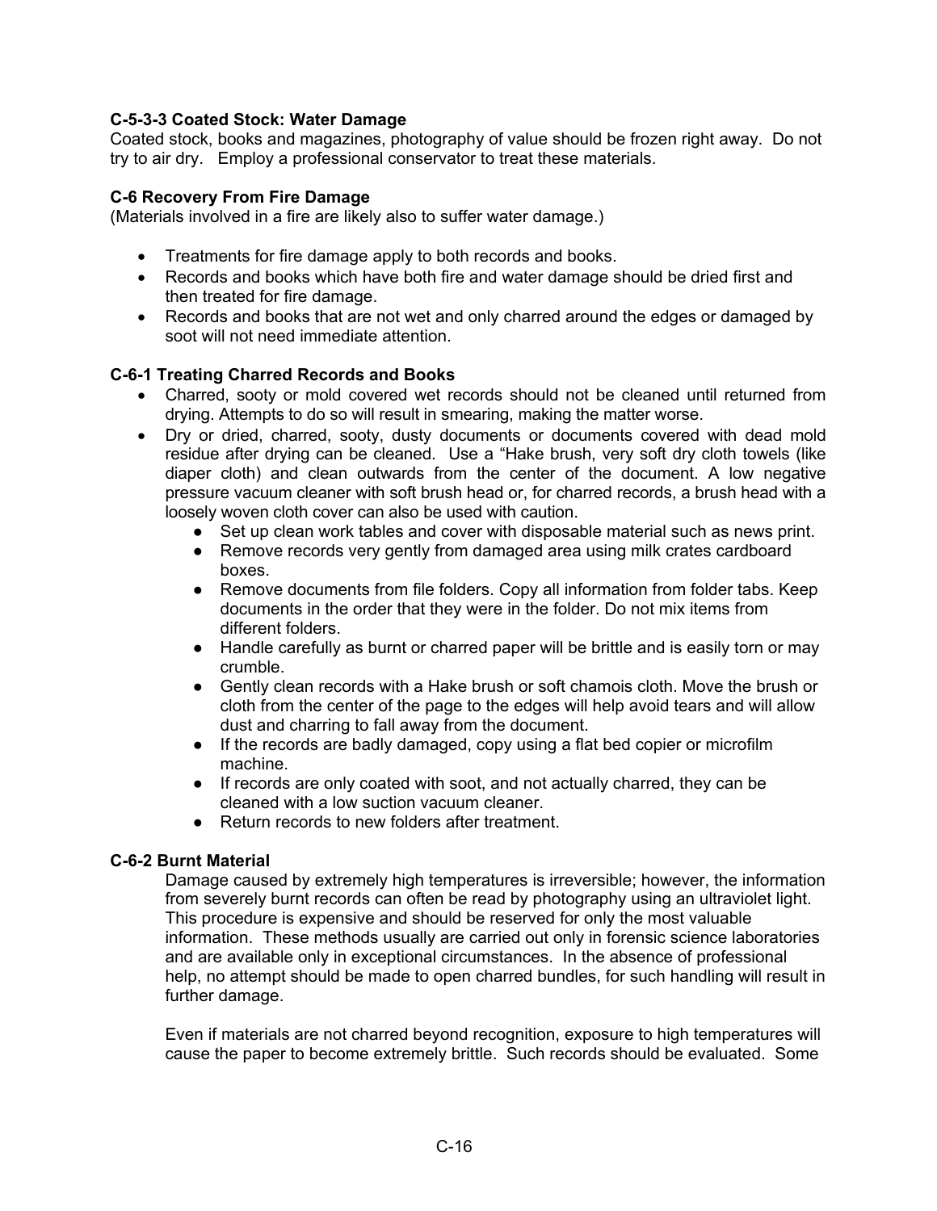**C-5-3-3 Coated Stock: Water Damage**

Coated stock, books and magazines, photography of value should be frozen right away. Do not try to air dry. Employ a professional conservator to treat these materials.

**C-6 Recovery From Fire Damage**

(Materials involved in a fire are likely also to suffer water damage.)

- Treatments for fire damage apply to both records and books.
- Records and books which have both fire and water damage should be dried first and then treated for fire damage.
- Records and books that are not wet and only charred around the edges or damaged by soot will not need immediate attention.

**C-6-1 Treating Charred Records and Books**

- Charred, sooty or mold covered wet records should not be cleaned until returned from drying. Attempts to do so will result in smearing, making the matter worse.
- Dry or dried, charred, sooty, dusty documents or documents covered with dead mold residue after drying can be cleaned. Use a "Hake brush, very soft dry cloth towels (like diaper cloth) and clean outwards from the center of the document. A low negative pressure vacuum cleaner with soft brush head or, for charred records, a brush head with a loosely woven cloth cover can also be used with caution.
    - Set up clean work tables and cover with disposable material such as news print.
    - Remove records very gently from damaged area using milk crates cardboard boxes.
    - Remove documents from file folders. Copy all information from folder tabs. Keep documents in the order that they were in the folder. Do not mix items from different folders.
    - Handle carefully as burnt or charred paper will be brittle and is easily torn or may crumble.
    - Gently clean records with a Hake brush or soft chamois cloth. Move the brush or cloth from the center of the page to the edges will help avoid tears and will allow dust and charring to fall away from the document.
    - If the records are badly damaged, copy using a flat bed copier or microfilm machine.
    - If records are only coated with soot, and not actually charred, they can be cleaned with a low suction vacuum cleaner.
    - Return records to new folders after treatment.

**C-6-2 Burnt Material**

Damage caused by extremely high temperatures is irreversible; however, the information from severely burnt records can often be read by photography using an ultraviolet light. This procedure is expensive and should be reserved for only the most valuable information. These methods usually are carried out only in forensic science laboratories and are available only in exceptional circumstances. In the absence of professional help, no attempt should be made to open charred bundles, for such handling will result in further damage.

Even if materials are not charred beyond recognition, exposure to high temperatures will cause the paper to become extremely brittle. Such records should be evaluated. Some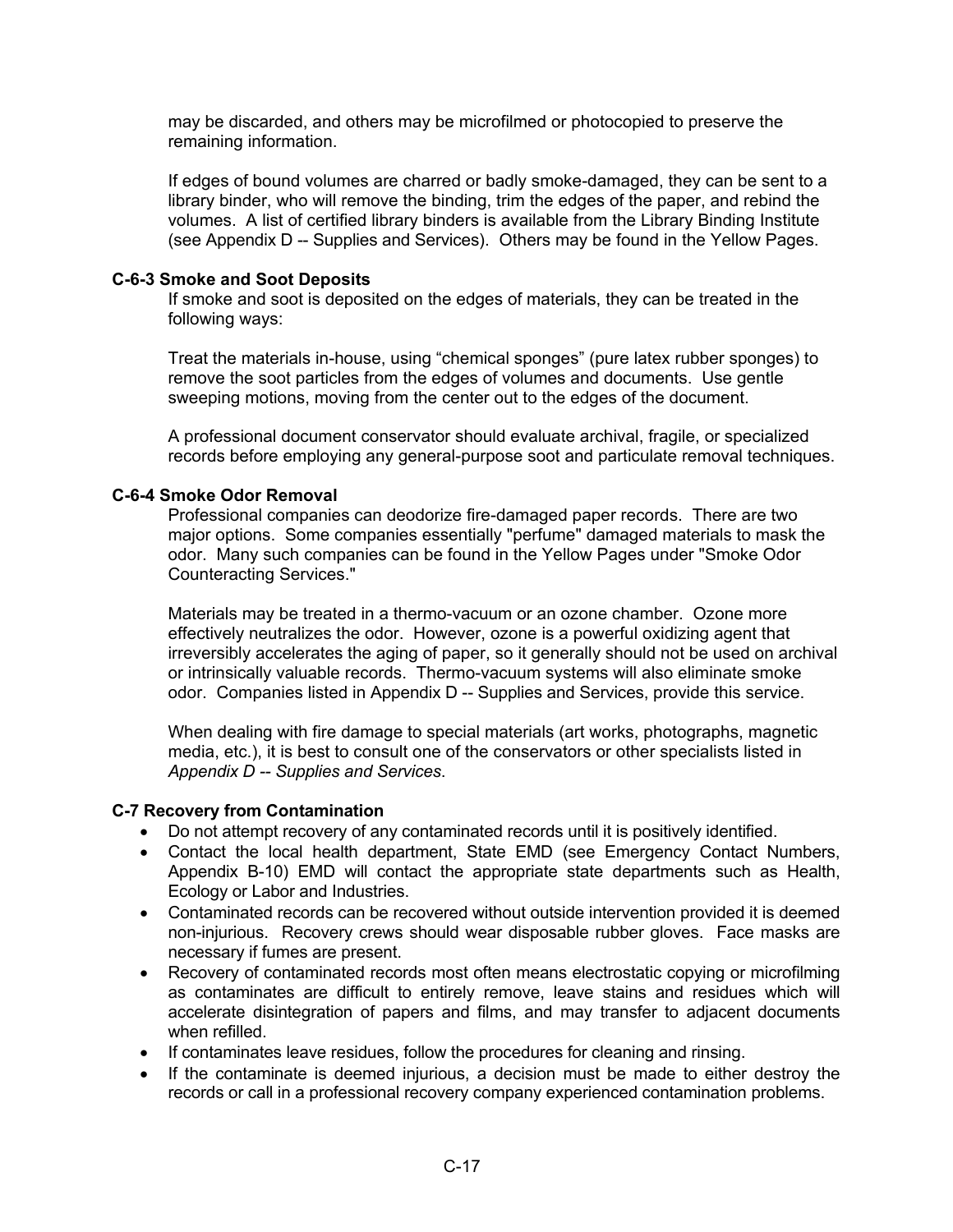may be discarded, and others may be microfilmed or photocopied to preserve the remaining information.

If edges of bound volumes are charred or badly smoke-damaged, they can be sent to a library binder, who will remove the binding, trim the edges of the paper, and rebind the volumes. A list of certified library binders is available from the Library Binding Institute (see Appendix D -- Supplies and Services). Others may be found in the Yellow Pages.

### C-6-3 Smoke and Soot Deposits

If smoke and soot is deposited on the edges of materials, they can be treated in the following ways:

Treat the materials in-house, using "chemical sponges" (pure latex rubber sponges) to remove the soot particles from the edges of volumes and documents. Use gentle sweeping motions, moving from the center out to the edges of the document.

A professional document conservator should evaluate archival, fragile, or specialized records before employing any general-purpose soot and particulate removal techniques.

### C-6-4 Smoke Odor Removal

Professional companies can deodorize fire-damaged paper records. There are two major options. Some companies essentially "perfume" damaged materials to mask the odor. Many such companies can be found in the Yellow Pages under "Smoke Odor Counteracting Services."

Materials may be treated in a thermo-vacuum or an ozone chamber. Ozone more effectively neutralizes the odor. However, ozone is a powerful oxidizing agent that irreversibly accelerates the aging of paper, so it generally should not be used on archival or intrinsically valuable records. Thermo-vacuum systems will also eliminate smoke odor. Companies listed in Appendix D -- Supplies and Services, provide this service.

When dealing with fire damage to special materials (art works, photographs, magnetic media, etc.), it is best to consult one of the conservators or other specialists listed in *Appendix D -- Supplies and Services*.

### C-7 Recovery from Contamination

- Do not attempt recovery of any contaminated records until it is positively identified.
- Contact the local health department, State EMD (see Emergency Contact Numbers, Appendix B-10) EMD will contact the appropriate state departments such as Health, Ecology or Labor and Industries.
- Contaminated records can be recovered without outside intervention provided it is deemed non-injurious. Recovery crews should wear disposable rubber gloves. Face masks are necessary if fumes are present.
- Recovery of contaminated records most often means electrostatic copying or microfilming as contaminates are difficult to entirely remove, leave stains and residues which will accelerate disintegration of papers and films, and may transfer to adjacent documents when refilled.
- If contaminates leave residues, follow the procedures for cleaning and rinsing.
- If the contaminate is deemed injurious, a decision must be made to either destroy the records or call in a professional recovery company experienced contamination problems.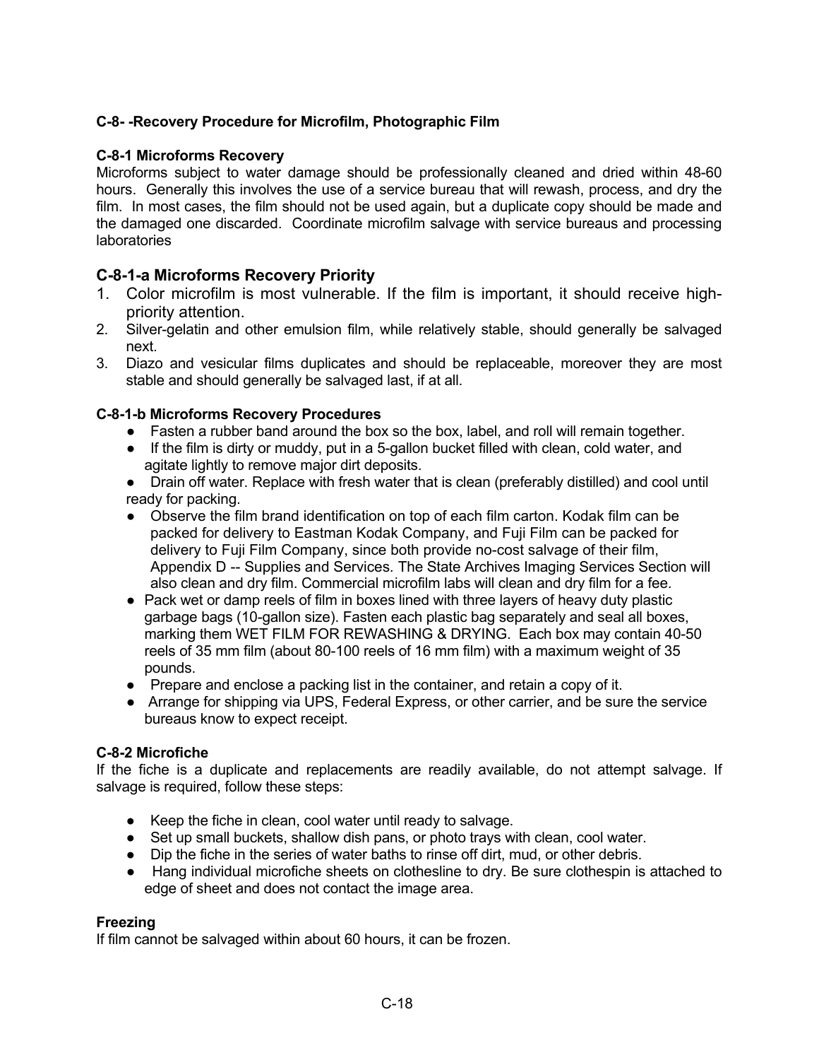## C-8- -Recovery Procedure for Microfilm, Photographic Film

### C-8-1 Microforms Recovery

Microforms subject to water damage should be professionally cleaned and dried within 48-60 hours. Generally this involves the use of a service bureau that will rewash, process, and dry the film. In most cases, the film should not be used again, but a duplicate copy should be made and the damaged one discarded. Coordinate microfilm salvage with service bureaus and processing laboratories

### C-8-1-a Microforms Recovery Priority

1. Color microfilm is most vulnerable. If the film is important, it should receive high-priority attention.
2. Silver-gelatin and other emulsion film, while relatively stable, should generally be salvaged next.
3. Diazo and vesicular films duplicates and should be replaceable, moreover they are most stable and should generally be salvaged last, if at all.

### C-8-1-b Microforms Recovery Procedures

- Fasten a rubber band around the box so the box, label, and roll will remain together.
- If the film is dirty or muddy, put in a 5-gallon bucket filled with clean, cold water, and agitate lightly to remove major dirt deposits.
- Drain off water. Replace with fresh water that is clean (preferably distilled) and cool until ready for packing.
- Observe the film brand identification on top of each film carton. Kodak film can be packed for delivery to Eastman Kodak Company, and Fuji Film can be packed for delivery to Fuji Film Company, since both provide no-cost salvage of their film, Appendix D -- Supplies and Services. The State Archives Imaging Services Section will also clean and dry film. Commercial microfilm labs will clean and dry film for a fee.
- Pack wet or damp reels of film in boxes lined with three layers of heavy duty plastic garbage bags (10-gallon size). Fasten each plastic bag separately and seal all boxes, marking them WET FILM FOR REWASHING & DRYING. Each box may contain 40-50 reels of 35 mm film (about 80-100 reels of 16 mm film) with a maximum weight of 35 pounds.
- Prepare and enclose a packing list in the container, and retain a copy of it.
- Arrange for shipping via UPS, Federal Express, or other carrier, and be sure the service bureaus know to expect receipt.

### C-8-2 Microfiche

If the fiche is a duplicate and replacements are readily available, do not attempt salvage. If salvage is required, follow these steps:

- Keep the fiche in clean, cool water until ready to salvage.
- Set up small buckets, shallow dish pans, or photo trays with clean, cool water.
- Dip the fiche in the series of water baths to rinse off dirt, mud, or other debris.
- Hang individual microfiche sheets on clothesline to dry. Be sure clothespin is attached to edge of sheet and does not contact the image area.

### Freezing

If film cannot be salvaged within about 60 hours, it can be frozen.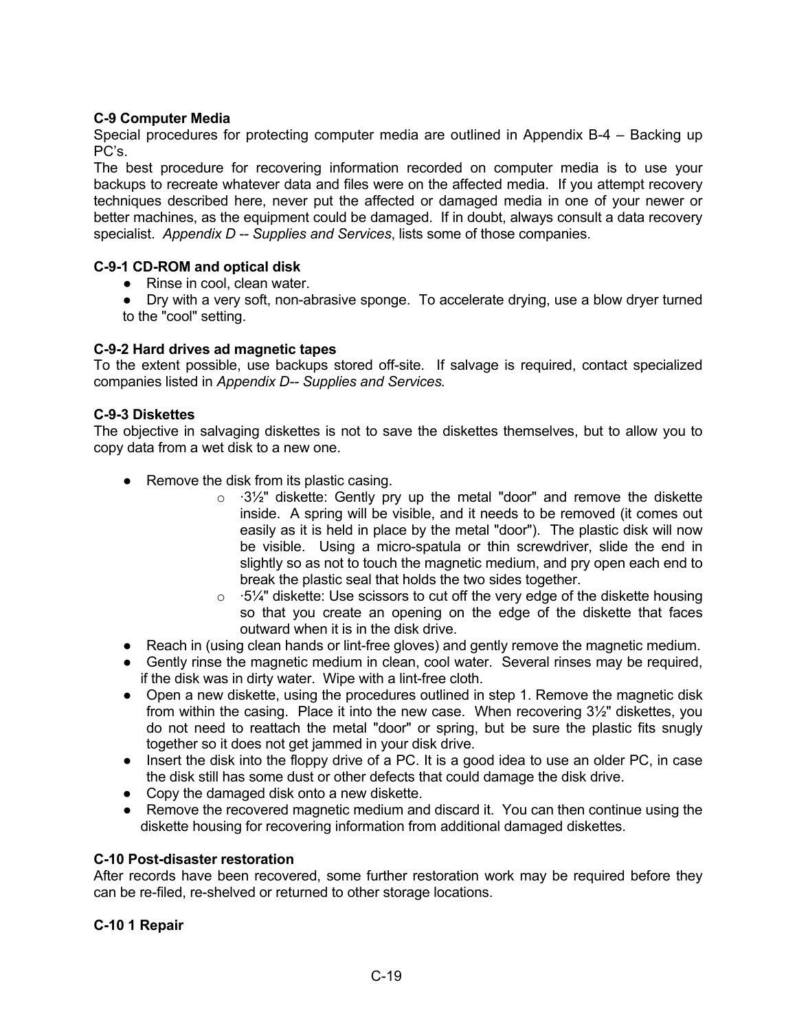**C-9 Computer Media**

Special procedures for protecting computer media are outlined in Appendix B-4 – Backing up PC's.

The best procedure for recovering information recorded on computer media is to use your backups to recreate whatever data and files were on the affected media. If you attempt recovery techniques described here, never put the affected or damaged media in one of your newer or better machines, as the equipment could be damaged. If in doubt, always consult a data recovery specialist. *Appendix D -- Supplies and Services*, lists some of those companies.

**C-9-1 CD-ROM and optical disk**

- Rinse in cool, clean water.
- Dry with a very soft, non-abrasive sponge. To accelerate drying, use a blow dryer turned to the "cool" setting.

**C-9-2 Hard drives ad magnetic tapes**

To the extent possible, use backups stored off-site. If salvage is required, contact specialized companies listed in *Appendix D-- Supplies and Services.*

**C-9-3 Diskettes**

The objective in salvaging diskettes is not to save the diskettes themselves, but to allow you to copy data from a wet disk to a new one.

- Remove the disk from its plastic casing.
  - ·3½" diskette: Gently pry up the metal "door" and remove the diskette inside. A spring will be visible, and it needs to be removed (it comes out easily as it is held in place by the metal "door"). The plastic disk will now be visible. Using a micro-spatula or thin screwdriver, slide the end in slightly so as not to touch the magnetic medium, and pry open each end to break the plastic seal that holds the two sides together.
  - ·5¼" diskette: Use scissors to cut off the very edge of the diskette housing so that you create an opening on the edge of the diskette that faces outward when it is in the disk drive.
- Reach in (using clean hands or lint-free gloves) and gently remove the magnetic medium.
- Gently rinse the magnetic medium in clean, cool water. Several rinses may be required, if the disk was in dirty water. Wipe with a lint-free cloth.
- Open a new diskette, using the procedures outlined in step 1. Remove the magnetic disk from within the casing. Place it into the new case. When recovering 3½" diskettes, you do not need to reattach the metal "door" or spring, but be sure the plastic fits snugly together so it does not get jammed in your disk drive.
- Insert the disk into the floppy drive of a PC. It is a good idea to use an older PC, in case the disk still has some dust or other defects that could damage the disk drive.
- Copy the damaged disk onto a new diskette.
- Remove the recovered magnetic medium and discard it. You can then continue using the diskette housing for recovering information from additional damaged diskettes.

**C-10 Post-disaster restoration**

After records have been recovered, some further restoration work may be required before they can be re-filed, re-shelved or returned to other storage locations.

**C-10 1 Repair**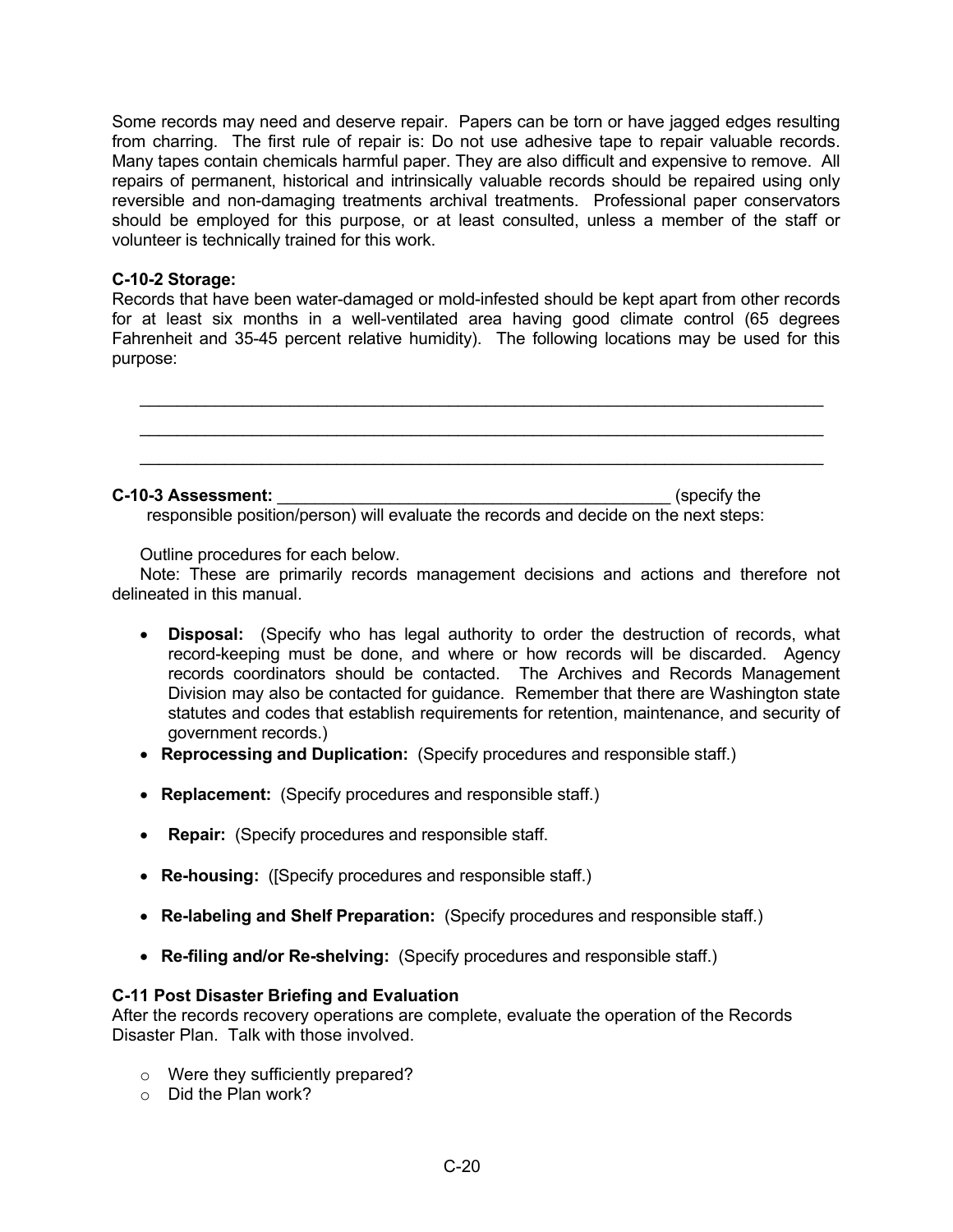Some records may need and deserve repair. Papers can be torn or have jagged edges resulting from charring. The first rule of repair is: Do not use adhesive tape to repair valuable records. Many tapes contain chemicals harmful paper. They are also difficult and expensive to remove. All repairs of permanent, historical and intrinsically valuable records should be repaired using only reversible and non-damaging treatments archival treatments. Professional paper conservators should be employed for this purpose, or at least consulted, unless a member of the staff or volunteer is technically trained for this work.

**C-10-2 Storage:**
Records that have been water-damaged or mold-infested should be kept apart from other records for at least six months in a well-ventilated area having good climate control (65 degrees Fahrenheit and 35-45 percent relative humidity). The following locations may be used for this purpose:

______________________________________________________________________________

______________________________________________________________________________

______________________________________________________________________________

**C-10-3 Assessment:** ____________________________________________ (specify the responsible position/person) will evaluate the records and decide on the next steps:

Outline procedures for each below.

Note: These are primarily records management decisions and actions and therefore not delineated in this manual.

- **Disposal:** (Specify who has legal authority to order the destruction of records, what record-keeping must be done, and where or how records will be discarded. Agency records coordinators should be contacted. The Archives and Records Management Division may also be contacted for guidance. Remember that there are Washington state statutes and codes that establish requirements for retention, maintenance, and security of government records.)
- **Reprocessing and Duplication:** (Specify procedures and responsible staff.)
- **Replacement:** (Specify procedures and responsible staff.)
- **Repair:** (Specify procedures and responsible staff.
- **Re-housing:** ([Specify procedures and responsible staff.)
- **Re-labeling and Shelf Preparation:** (Specify procedures and responsible staff.)
- **Re-filing and/or Re-shelving:** (Specify procedures and responsible staff.)

**C-11 Post Disaster Briefing and Evaluation**
After the records recovery operations are complete, evaluate the operation of the Records Disaster Plan. Talk with those involved.

- Were they sufficiently prepared?
- Did the Plan work?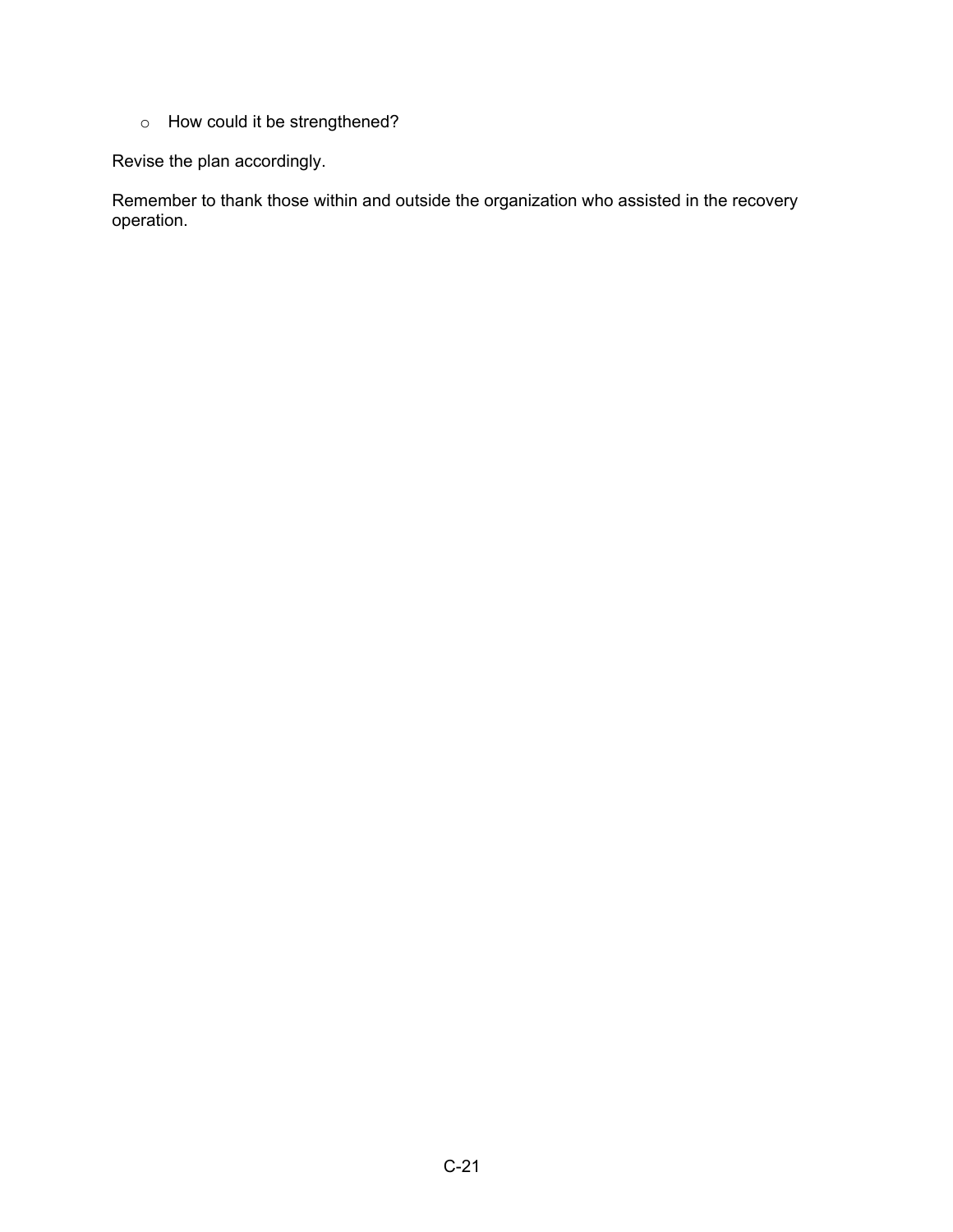- How could it be strengthened?

Revise the plan accordingly.

Remember to thank those within and outside the organization who assisted in the recovery operation.